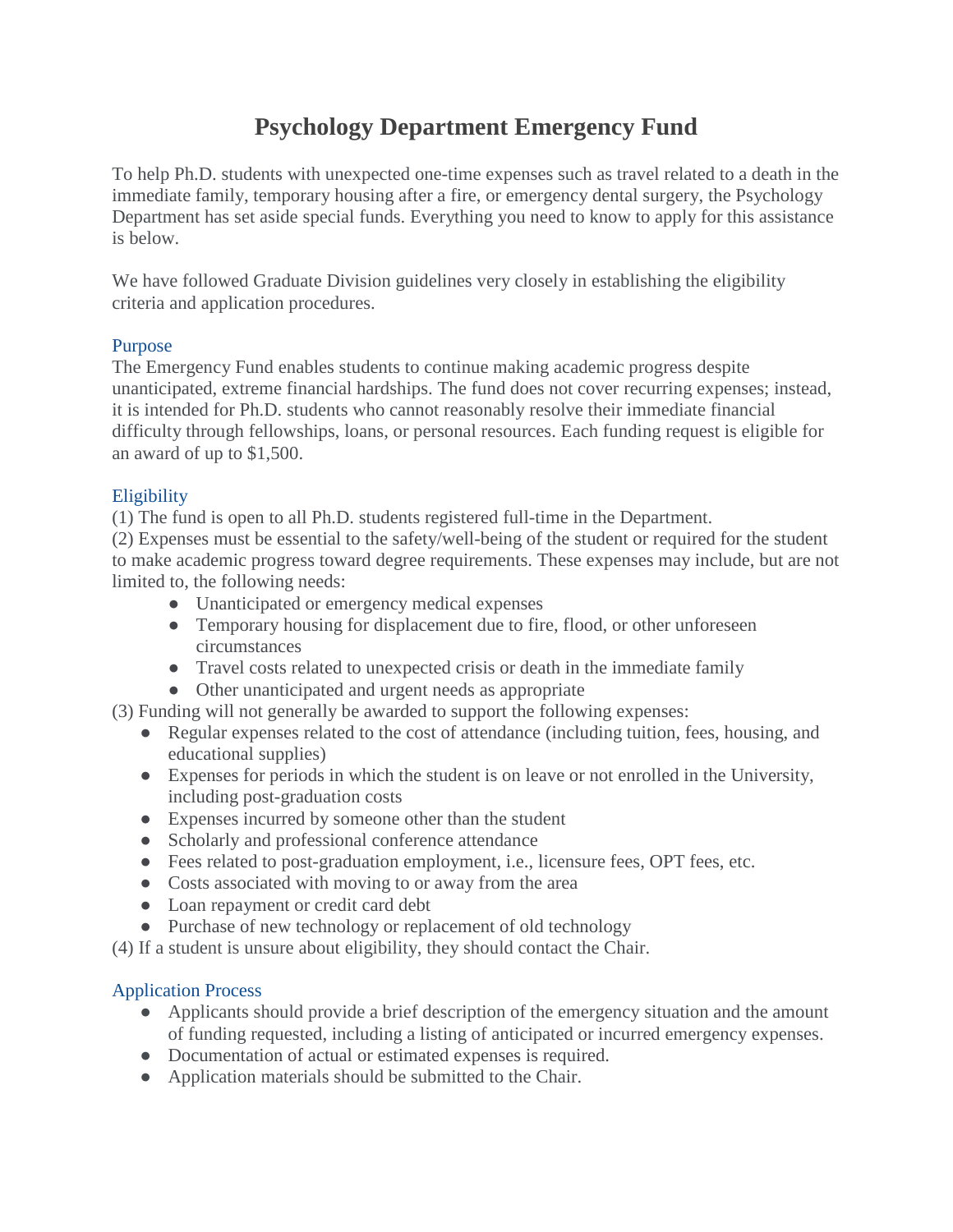# Psychology Department Emergency Fund

To help Ph.D. students with unexpected one-time expenses such as travel related to a death in the immediate family, temporary housing after a fire, or emergency dental surgery, the Psychology Department has set aside special funds. Everything you need to know to apply for this assistance is below.

We have followed Graduate Division guidelines very closely in establishing the eligibility criteria and application procedures.

## Purpose

The Emergency Fund enables students to continue making academic progress despite unanticipated, extreme financial hardships. The fund does not cover recurring expenses; instead, it is intended for Ph.D. students who cannot reasonably resolve their immediate financial difficulty through fellowships, loans, or personal resources. Each funding request is eligible for an award of up to $1,500.

## Eligibility

(1) The fund is open to all Ph.D. students registered full-time in the Department.
(2) Expenses must be essential to the safety/well-being of the student or required for the student to make academic progress toward degree requirements. These expenses may include, but are not limited to, the following needs:

- Unanticipated or emergency medical expenses
- Temporary housing for displacement due to fire, flood, or other unforeseen circumstances
- Travel costs related to unexpected crisis or death in the immediate family
- Other unanticipated and urgent needs as appropriate

(3) Funding will not generally be awarded to support the following expenses:

- Regular expenses related to the cost of attendance (including tuition, fees, housing, and educational supplies)
- Expenses for periods in which the student is on leave or not enrolled in the University, including post-graduation costs
- Expenses incurred by someone other than the student
- Scholarly and professional conference attendance
- Fees related to post-graduation employment, i.e., licensure fees, OPT fees, etc.
- Costs associated with moving to or away from the area
- Loan repayment or credit card debt
- Purchase of new technology or replacement of old technology

(4) If a student is unsure about eligibility, they should contact the Chair.

## Application Process

- Applicants should provide a brief description of the emergency situation and the amount of funding requested, including a listing of anticipated or incurred emergency expenses.
- Documentation of actual or estimated expenses is required.
- Application materials should be submitted to the Chair.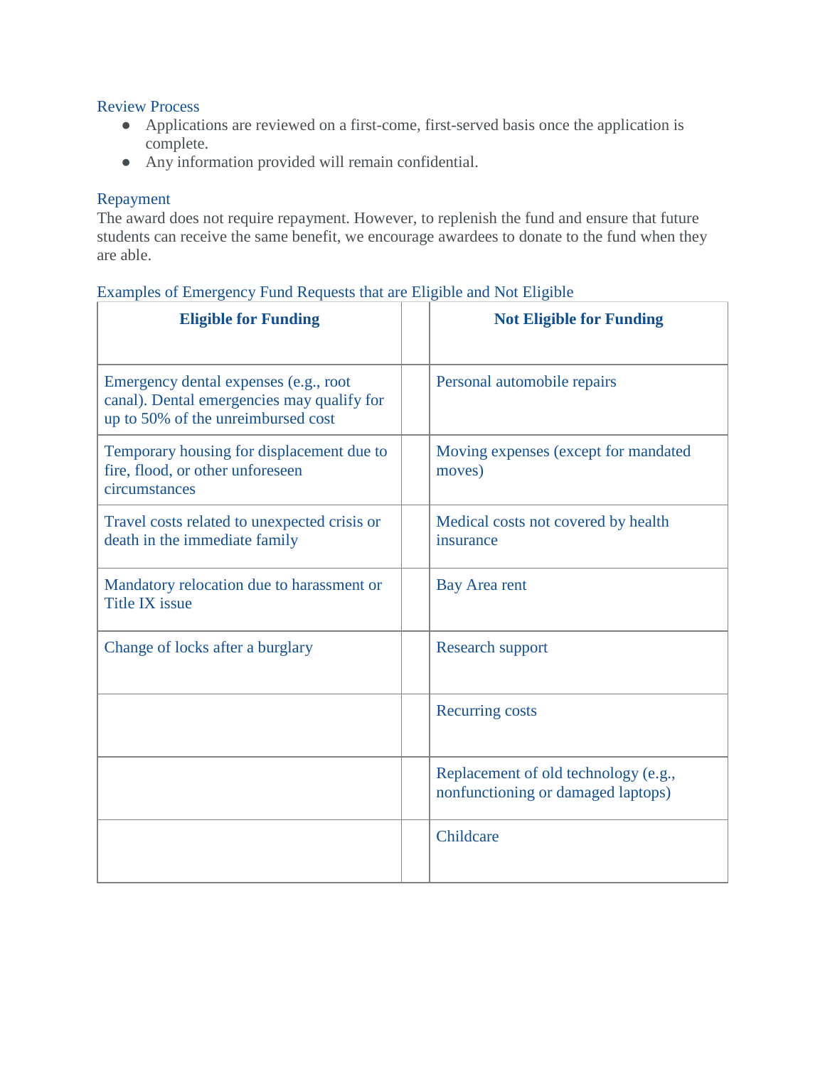### Review Process

- Applications are reviewed on a first-come, first-served basis once the application is complete.
- Any information provided will remain confidential.

### Repayment

The award does not require repayment. However, to replenish the fund and ensure that future students can receive the same benefit, we encourage awardees to donate to the fund when they are able.

### Examples of Emergency Fund Requests that are Eligible and Not Eligible

| **Eligible for Funding** | | **Not Eligible for Funding** |
|---|---|---|
| Emergency dental expenses (e.g., root canal). Dental emergencies may qualify for up to 50% of the unreimbursed cost | | Personal automobile repairs |
| Temporary housing for displacement due to fire, flood, or other unforeseen circumstances | | Moving expenses (except for mandated moves) |
| Travel costs related to unexpected crisis or death in the immediate family | | Medical costs not covered by health insurance |
| Mandatory relocation due to harassment or Title IX issue | | Bay Area rent |
| Change of locks after a burglary | | Research support |
| | | Recurring costs |
| | | Replacement of old technology (e.g., nonfunctioning or damaged laptops) |
| | | Childcare |